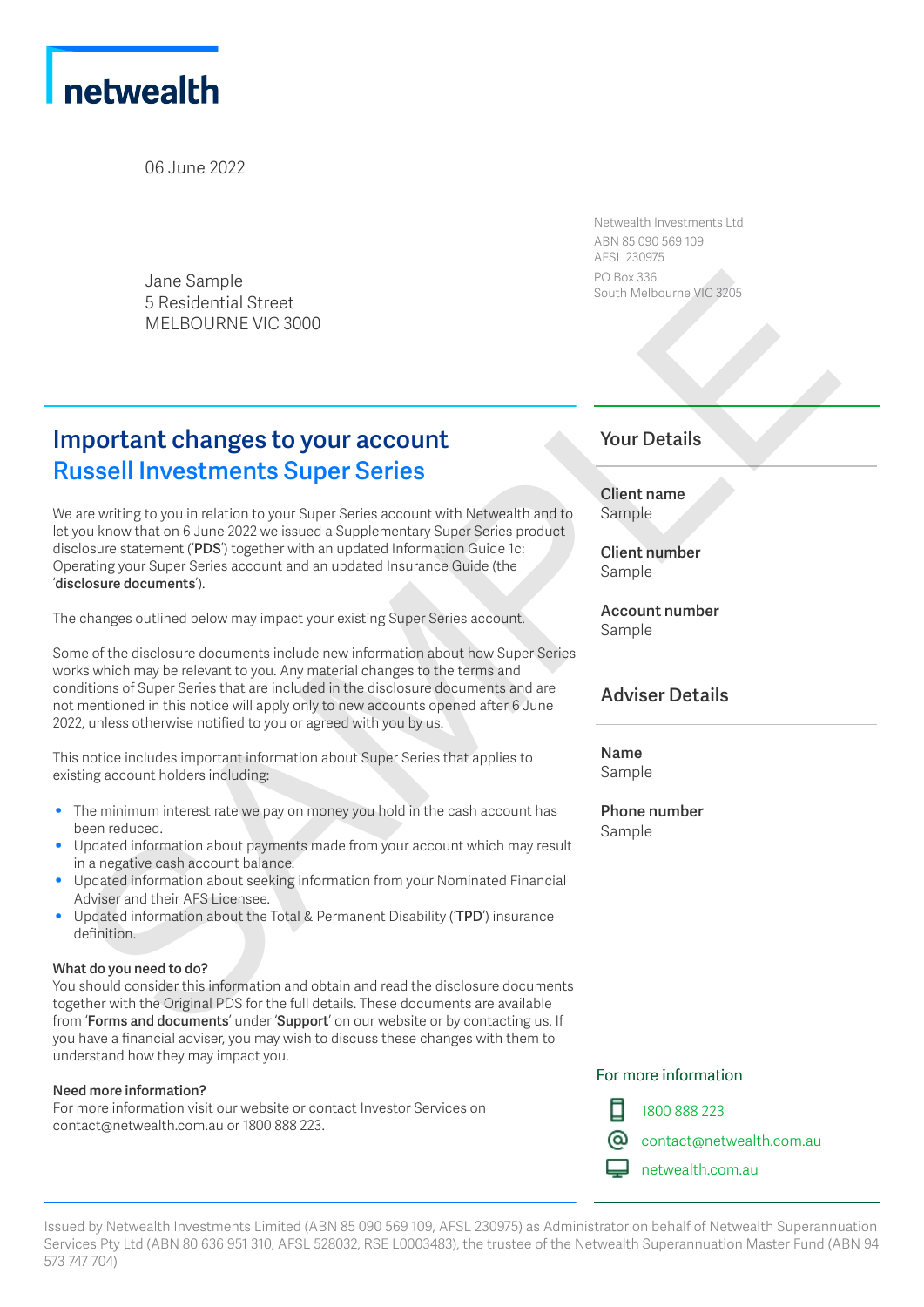netwealth

06 June 2022

Jane Sample
5 Residential Street
MELBOURNE VIC 3000

Netwealth Investments Ltd
ABN 85 090 569 109
AFSL 230975
PO Box 336
South Melbourne VIC 3205

# Important changes to your account

## Russell Investments Super Series

We are writing to you in relation to your Super Series account with Netwealth and to let you know that on 6 June 2022 we issued a Supplementary Super Series product disclosure statement ('**PDS**') together with an updated Information Guide 1c: Operating your Super Series account and an updated Insurance Guide (the '**disclosure documents**').

The changes outlined below may impact your existing Super Series account.

Some of the disclosure documents include new information about how Super Series works which may be relevant to you. Any material changes to the terms and conditions of Super Series that are included in the disclosure documents and are not mentioned in this notice will apply only to new accounts opened after 6 June 2022, unless otherwise notified to you or agreed with you by us.

This notice includes important information about Super Series that applies to existing account holders including:

- The minimum interest rate we pay on money you hold in the cash account has been reduced.
- Updated information about payments made from your account which may result in a negative cash account balance.
- Updated information about seeking information from your Nominated Financial Adviser and their AFS Licensee.
- Updated information about the Total & Permanent Disability ('**TPD**') insurance definition.

**What do you need to do?**
You should consider this information and obtain and read the disclosure documents together with the Original PDS for the full details. These documents are available from '**Forms and documents**' under '**Support**' on our website or by contacting us. If you have a financial adviser, you may wish to discuss these changes with them to understand how they may impact you.

**Need more information?**
For more information visit our website or contact Investor Services on contact@netwealth.com.au or 1800 888 223.

## Your Details

**Client name**
Sample

**Client number**
Sample

**Account number**
Sample

## Adviser Details

**Name**
Sample

**Phone number**
Sample

For more information

1800 888 223
contact@netwealth.com.au
netwealth.com.au

Issued by Netwealth Investments Limited (ABN 85 090 569 109, AFSL 230975) as Administrator on behalf of Netwealth Superannuation Services Pty Ltd (ABN 80 636 951 310, AFSL 528032, RSE L0003483), the trustee of the Netwealth Superannuation Master Fund (ABN 94 573 747 704)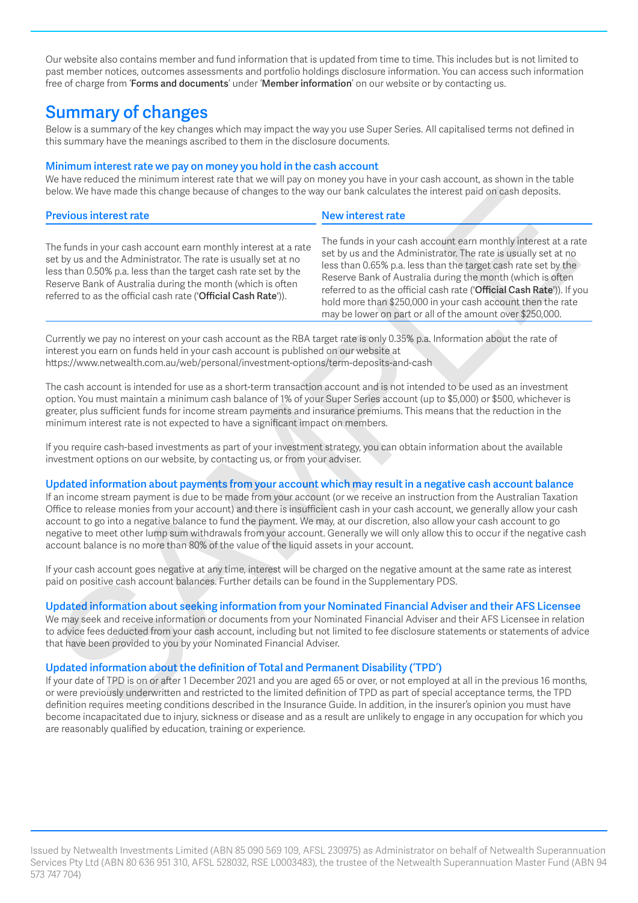Our website also contains member and fund information that is updated from time to time. This includes but is not limited to past member notices, outcomes assessments and portfolio holdings disclosure information. You can access such information free of charge from '**Forms and documents**' under '**Member information**' on our website or by contacting us.

## Summary of changes

Below is a summary of the key changes which may impact the way you use Super Series. All capitalised terms not defined in this summary have the meanings ascribed to them in the disclosure documents.

### Minimum interest rate we pay on money you hold in the cash account

We have reduced the minimum interest rate that we will pay on money you have in your cash account, as shown in the table below. We have made this change because of changes to the way our bank calculates the interest paid on cash deposits.

| Previous interest rate | New interest rate |
|---|---|
| The funds in your cash account earn monthly interest at a rate set by us and the Administrator. The rate is usually set at no less than 0.50% p.a. less than the target cash rate set by the Reserve Bank of Australia during the month (which is often referred to as the official cash rate ('**Official Cash Rate**')). | The funds in your cash account earn monthly interest at a rate set by us and the Administrator. The rate is usually set at no less than 0.65% p.a. less than the target cash rate set by the Reserve Bank of Australia during the month (which is often referred to as the official cash rate ('**Official Cash Rate**')). If you hold more than $250,000 in your cash account then the rate may be lower on part or all of the amount over $250,000. |

Currently we pay no interest on your cash account as the RBA target rate is only 0.35% p.a. Information about the rate of interest you earn on funds held in your cash account is published on our website at https://www.netwealth.com.au/web/personal/investment-options/term-deposits-and-cash

The cash account is intended for use as a short-term transaction account and is not intended to be used as an investment option. You must maintain a minimum cash balance of 1% of your Super Series account (up to $5,000) or $500, whichever is greater, plus sufficient funds for income stream payments and insurance premiums. This means that the reduction in the minimum interest rate is not expected to have a significant impact on members.

If you require cash-based investments as part of your investment strategy, you can obtain information about the available investment options on our website, by contacting us, or from your adviser.

### Updated information about payments from your account which may result in a negative cash account balance

If an income stream payment is due to be made from your account (or we receive an instruction from the Australian Taxation Office to release monies from your account) and there is insufficient cash in your cash account, we generally allow your cash account to go into a negative balance to fund the payment. We may, at our discretion, also allow your cash account to go negative to meet other lump sum withdrawals from your account. Generally we will only allow this to occur if the negative cash account balance is no more than 80% of the value of the liquid assets in your account.

If your cash account goes negative at any time, interest will be charged on the negative amount at the same rate as interest paid on positive cash account balances. Further details can be found in the Supplementary PDS.

### Updated information about seeking information from your Nominated Financial Adviser and their AFS Licensee

We may seek and receive information or documents from your Nominated Financial Adviser and their AFS Licensee in relation to advice fees deducted from your cash account, including but not limited to fee disclosure statements or statements of advice that have been provided to you by your Nominated Financial Adviser.

### Updated information about the definition of Total and Permanent Disability ('TPD')

If your date of TPD is on or after 1 December 2021 and you are aged 65 or over, or not employed at all in the previous 16 months, or were previously underwritten and restricted to the limited definition of TPD as part of special acceptance terms, the TPD definition requires meeting conditions described in the Insurance Guide. In addition, in the insurer's opinion you must have become incapacitated due to injury, sickness or disease and as a result are unlikely to engage in any occupation for which you are reasonably qualified by education, training or experience.

Issued by Netwealth Investments Limited (ABN 85 090 569 109, AFSL 230975) as Administrator on behalf of Netwealth Superannuation Services Pty Ltd (ABN 80 636 951 310, AFSL 528032, RSE L0003483), the trustee of the Netwealth Superannuation Master Fund (ABN 94 573 747 704)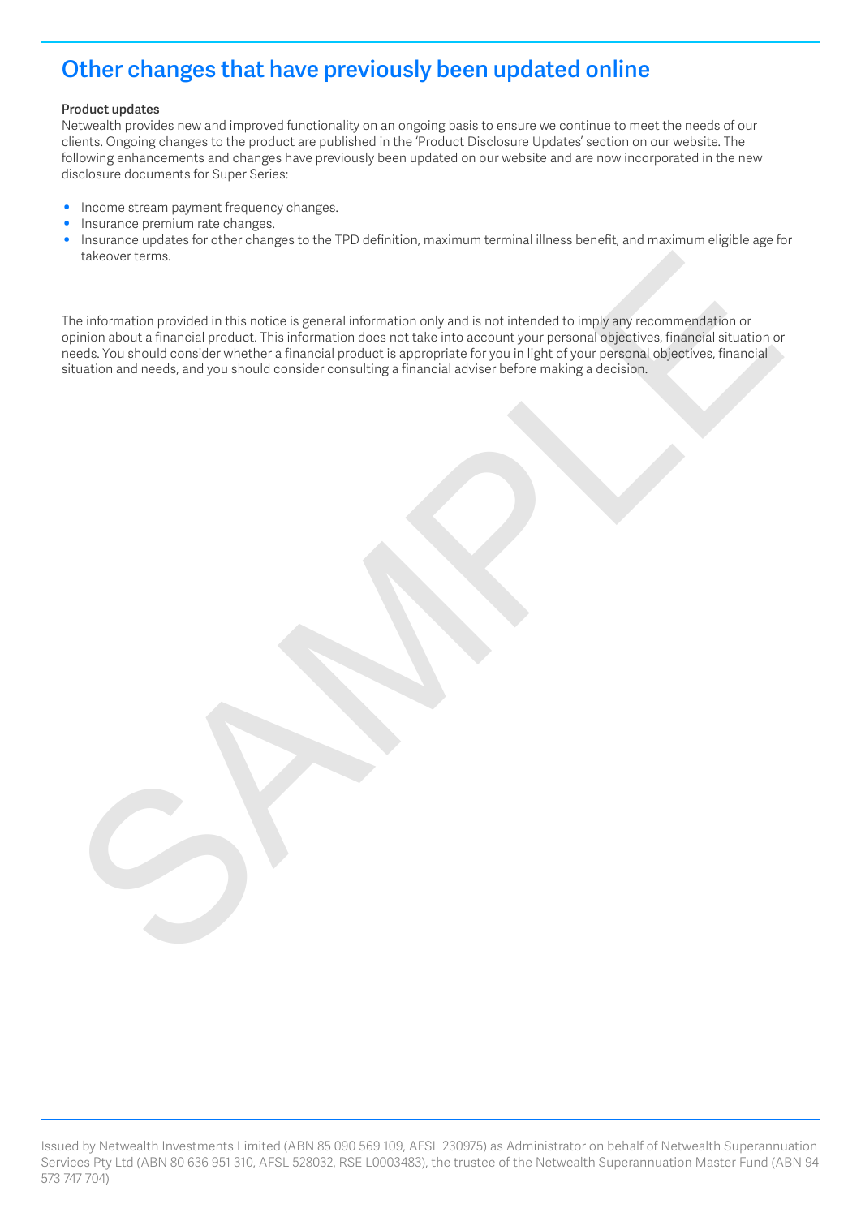# Other changes that have previously been updated online

**Product updates**

Netwealth provides new and improved functionality on an ongoing basis to ensure we continue to meet the needs of our clients. Ongoing changes to the product are published in the 'Product Disclosure Updates' section on our website. The following enhancements and changes have previously been updated on our website and are now incorporated in the new disclosure documents for Super Series:

- Income stream payment frequency changes.
- Insurance premium rate changes.
- Insurance updates for other changes to the TPD definition, maximum terminal illness benefit, and maximum eligible age for takeover terms.

The information provided in this notice is general information only and is not intended to imply any recommendation or opinion about a financial product. This information does not take into account your personal objectives, financial situation or needs. You should consider whether a financial product is appropriate for you in light of your personal objectives, financial situation and needs, and you should consider consulting a financial adviser before making a decision.

Issued by Netwealth Investments Limited (ABN 85 090 569 109, AFSL 230975) as Administrator on behalf of Netwealth Superannuation Services Pty Ltd (ABN 80 636 951 310, AFSL 528032, RSE L0003483), the trustee of the Netwealth Superannuation Master Fund (ABN 94 573 747 704)